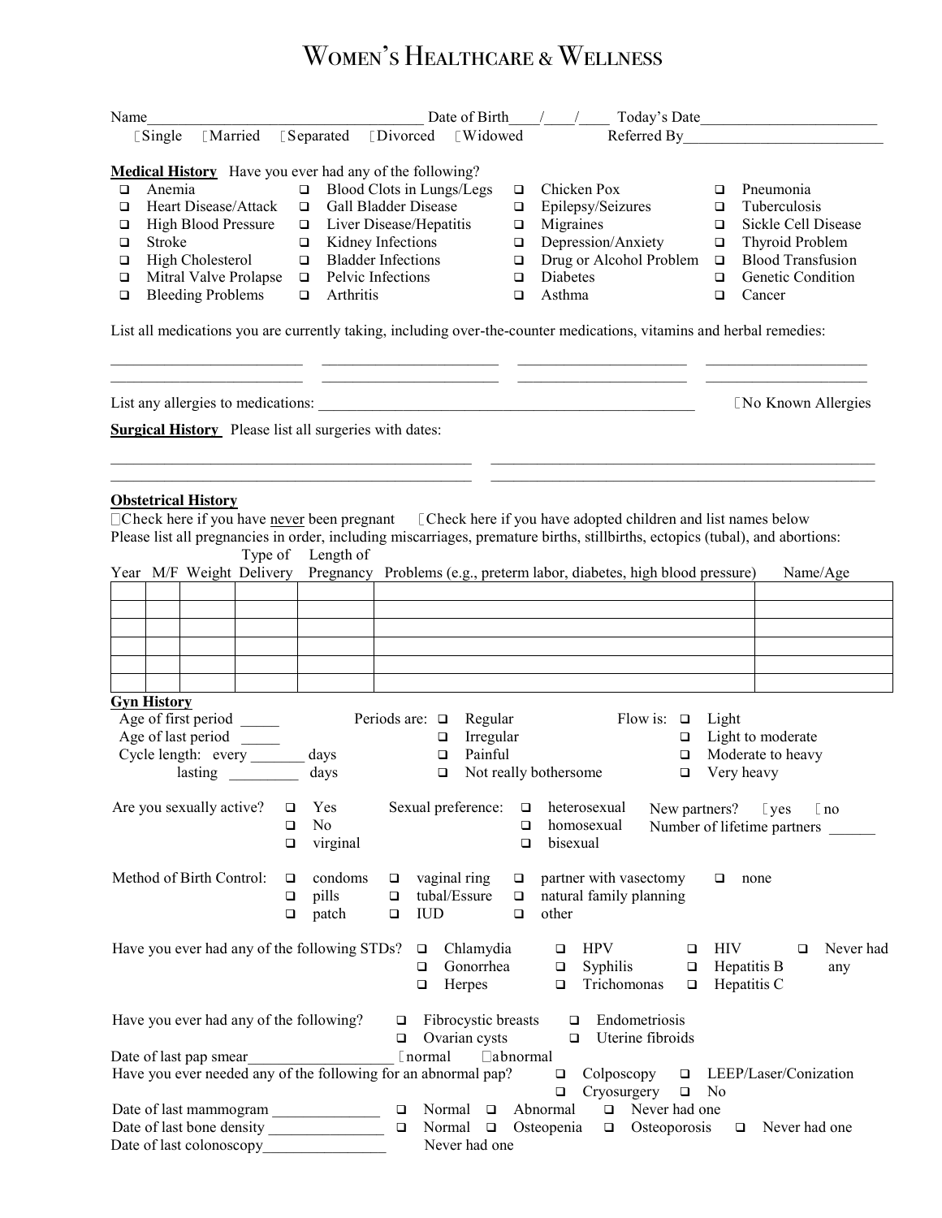# Women's Healthcare & Wellness

Name_________________________________ Date of Birth____/____/____ Today's Date______________________

☐Single ☐Married ☐Separated ☐Divorced ☐Widowed Referred By_________________________

**Medical History** Have you ever had any of the following?

- ☐ Anemia
- ☐ Heart Disease/Attack
- ☐ High Blood Pressure
- ☐ Stroke
- ☐ High Cholesterol
- ☐ Mitral Valve Prolapse
- ☐ Bleeding Problems
- ☐ Blood Clots in Lungs/Legs
- ☐ Gall Bladder Disease
- ☐ Liver Disease/Hepatitis
- ☐ Kidney Infections
- ☐ Bladder Infections
- ☐ Pelvic Infections
- ☐ Arthritis
- ☐ Chicken Pox
- ☐ Epilepsy/Seizures
- ☐ Migraines
- ☐ Depression/Anxiety
- ☐ Drug or Alcohol Problem
- ☐ Diabetes
- ☐ Asthma
- ☐ Pneumonia
- ☐ Tuberculosis
- ☐ Sickle Cell Disease
- ☐ Thyroid Problem
- ☐ Blood Transfusion
- ☐ Genetic Condition
- ☐ Cancer

List all medications you are currently taking, including over-the-counter medications, vitamins and herbal remedies:

________________________ ________________________ ________________________ ________________________

________________________ ________________________ ________________________ ________________________

List any allergies to medications: ______________________________________________ ☐No Known Allergies

**Surgical History** Please list all surgeries with dates:

______________________________________________ ______________________________________________

______________________________________________ ______________________________________________

**Obstetrical History**

☐Check here if you have never been pregnant ☐Check here if you have adopted children and list names below

Please list all pregnancies in order, including miscarriages, premature births, stillbirths, ectopics (tubal), and abortions:

| Year | M/F | Weight | Type of Delivery | Length of Pregnancy | Problems (e.g., preterm labor, diabetes, high blood pressure) | Name/Age |
|---|---|---|---|---|---|---|
| | | | | | | |
| | | | | | | |
| | | | | | | |
| | | | | | | |
| | | | | | | |
| | | | | | | |

**Gyn History**

Age of first period _____
Age of last period _____
Cycle length: every _______ days
lasting _________ days

Periods are: ☐ Regular ☐ Irregular ☐ Painful ☐ Not really bothersome

Flow is: ☐ Light ☐ Light to moderate ☐ Moderate to heavy ☐ Very heavy

Are you sexually active? ☐ Yes ☐ No ☐ virginal

Sexual preference: ☐ heterosexual ☐ homosexual ☐ bisexual

New partners? ☐yes ☐no
Number of lifetime partners ______

Method of Birth Control: ☐ condoms ☐ pills ☐ patch ☐ vaginal ring ☐ tubal/Essure ☐ IUD ☐ partner with vasectomy ☐ natural family planning ☐ other ☐ none

Have you ever had any of the following STDs? ☐ Chlamydia ☐ Gonorrhea ☐ Herpes ☐ HPV ☐ Syphilis ☐ Trichomonas ☐ HIV ☐ Hepatitis B ☐ Hepatitis C ☐ Never had any

Have you ever had any of the following? ☐ Fibrocystic breasts ☐ Ovarian cysts ☐ Endometriosis ☐ Uterine fibroids

Date of last pap smear___________________ ☐normal ☐abnormal

Have you ever needed any of the following for an abnormal pap? ☐ Colposcopy ☐ Cryosurgery ☐ LEEP/Laser/Conization ☐ No

Date of last mammogram ______________ ☐ Normal ☐ Abnormal ☐ Never had one

Date of last bone density _______________ ☐ Normal ☐ Osteopenia ☐ Osteoporosis ☐ Never had one

Date of last colonoscopy________________ Never had one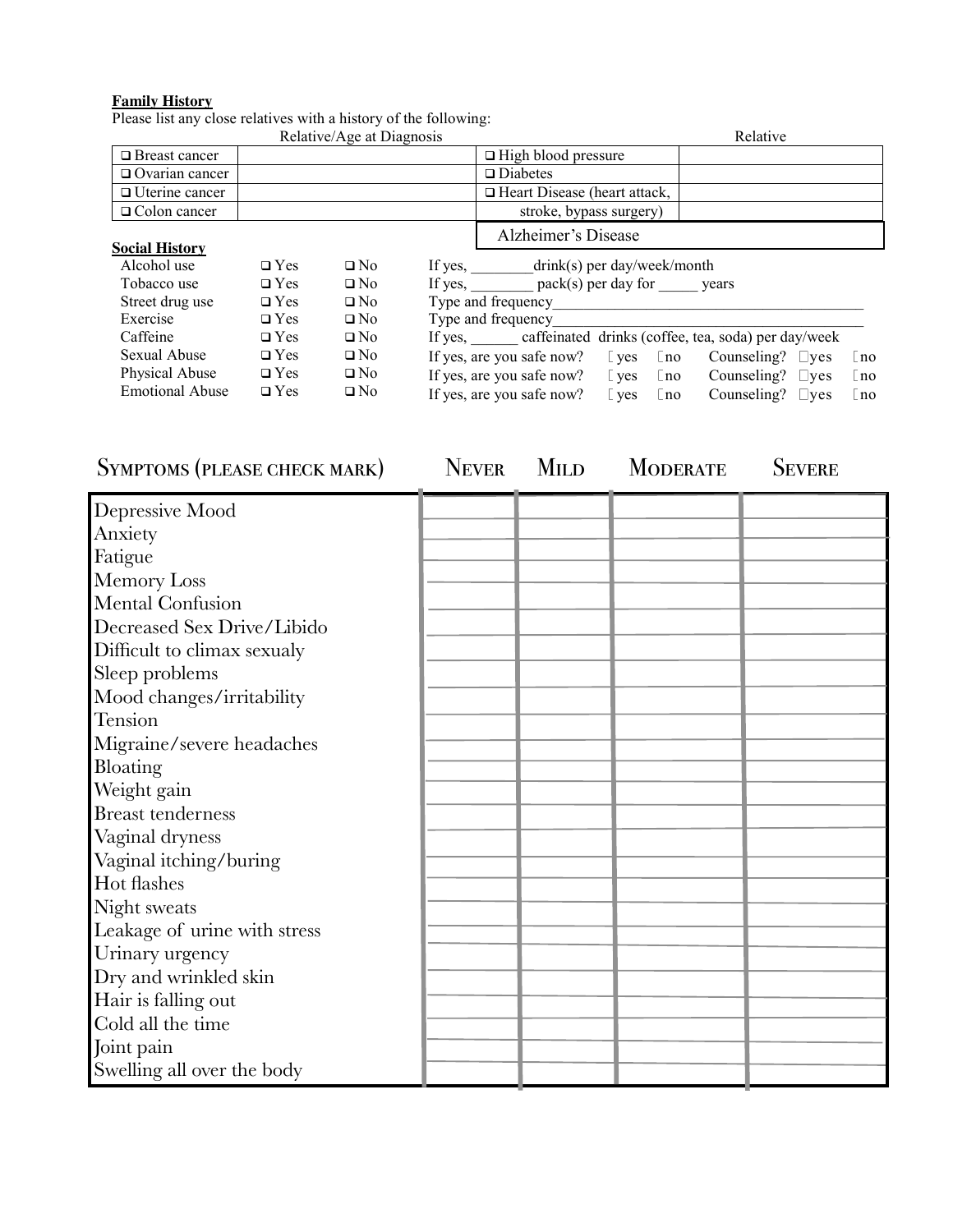**Family History**

Please list any close relatives with a history of the following:

| | Relative/Age at Diagnosis | | Relative |
|---|---|---|---|
| ❑ Breast cancer | | ❑ High blood pressure | |
| ❑ Ovarian cancer | | ❑ Diabetes | |
| ❑ Uterine cancer | | ❑ Heart Disease (heart attack, | |
| ❑ Colon cancer | | stroke, bypass surgery) | |
| | | Alzheimer's Disease | |

**Social History**

| | | | |
|---|---|---|---|
| Alcohol use | ❑ Yes | ❑ No | If yes, ________drink(s) per day/week/month |
| Tobacco use | ❑ Yes | ❑ No | If yes, ________ pack(s) per day for _____ years |
| Street drug use | ❑ Yes | ❑ No | Type and frequency_________________________________________ |
| Exercise | ❑ Yes | ❑ No | Type and frequency_________________________________________ |
| Caffeine | ❑ Yes | ❑ No | If yes, ______ caffeinated drinks (coffee, tea, soda) per day/week |
| Sexual Abuse | ❑ Yes | ❑ No | If yes, are you safe now? ❑ yes ❑ no Counseling? ❑ yes ❑ no |
| Physical Abuse | ❑ Yes | ❑ No | If yes, are you safe now? ❑ yes ❑ no Counseling? ❑ yes ❑ no |
| Emotional Abuse | ❑ Yes | ❑ No | If yes, are you safe now? ❑ yes ❑ no Counseling? ❑ yes ❑ no |

| Symptoms (please check mark) | Never | Mild | Moderate | Severe |
|---|---|---|---|---|
| Depressive Mood | | | | |
| Anxiety | | | | |
| Fatigue | | | | |
| Memory Loss | | | | |
| Mental Confusion | | | | |
| Decreased Sex Drive/Libido | | | | |
| Difficult to climax sexualy | | | | |
| Sleep problems | | | | |
| Mood changes/irritability | | | | |
| Tension | | | | |
| Migraine/severe headaches | | | | |
| Bloating | | | | |
| Weight gain | | | | |
| Breast tenderness | | | | |
| Vaginal dryness | | | | |
| Vaginal itching/buring | | | | |
| Hot flashes | | | | |
| Night sweats | | | | |
| Leakage of urine with stress | | | | |
| Urinary urgency | | | | |
| Dry and wrinkled skin | | | | |
| Hair is falling out | | | | |
| Cold all the time | | | | |
| Joint pain | | | | |
| Swelling all over the body | | | | |